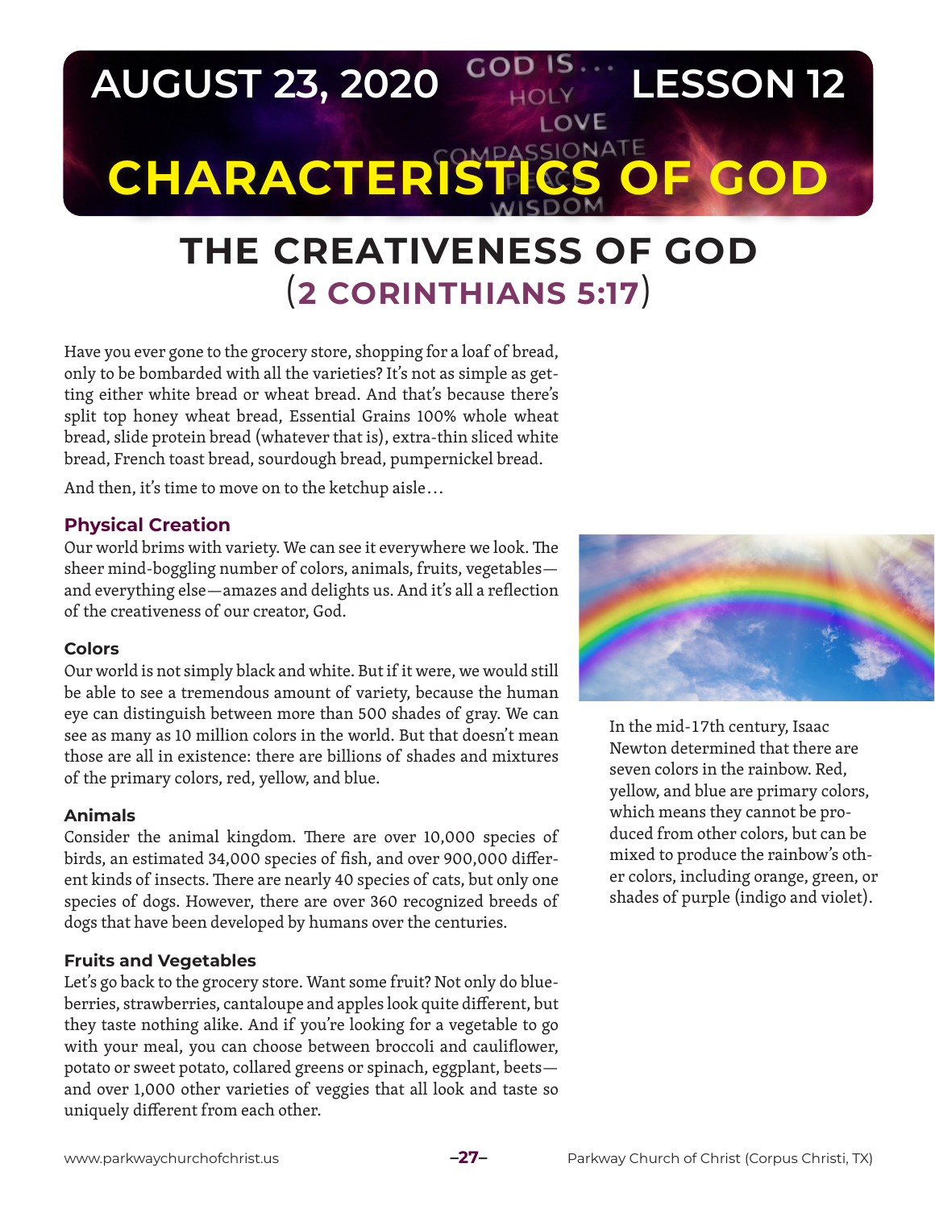# AUGUST 23, 2020 — LESSON 12

# CHARACTERISTICS OF GOD

## THE CREATIVENESS OF GOD
## (2 CORINTHIANS 5:17)

Have you ever gone to the grocery store, shopping for a loaf of bread, only to be bombarded with all the varieties? It's not as simple as getting either white bread or wheat bread. And that's because there's split top honey wheat bread, Essential Grains 100% whole wheat bread, slide protein bread (whatever that is), extra-thin sliced white bread, French toast bread, sourdough bread, pumpernickel bread.

And then, it's time to move on to the ketchup aisle…

### Physical Creation

Our world brims with variety. We can see it everywhere we look. The sheer mind-boggling number of colors, animals, fruits, vegetables—and everything else—amazes and delights us. And it's all a reflection of the creativeness of our creator, God.

#### Colors

Our world is not simply black and white. But if it were, we would still be able to see a tremendous amount of variety, because the human eye can distinguish between more than 500 shades of gray. We can see as many as 10 million colors in the world. But that doesn't mean those are all in existence: there are billions of shades and mixtures of the primary colors, red, yellow, and blue.

In the mid-17th century, Isaac Newton determined that there are seven colors in the rainbow. Red, yellow, and blue are primary colors, which means they cannot be produced from other colors, but can be mixed to produce the rainbow's other colors, including orange, green, or shades of purple (indigo and violet).

#### Animals

Consider the animal kingdom. There are over 10,000 species of birds, an estimated 34,000 species of fish, and over 900,000 different kinds of insects. There are nearly 40 species of cats, but only one species of dogs. However, there are over 360 recognized breeds of dogs that have been developed by humans over the centuries.

#### Fruits and Vegetables

Let's go back to the grocery store. Want some fruit? Not only do blueberries, strawberries, cantaloupe and apples look quite different, but they taste nothing alike. And if you're looking for a vegetable to go with your meal, you can choose between broccoli and cauliflower, potato or sweet potato, collared greens or spinach, eggplant, beets—and over 1,000 other varieties of veggies that all look and taste so uniquely different from each other.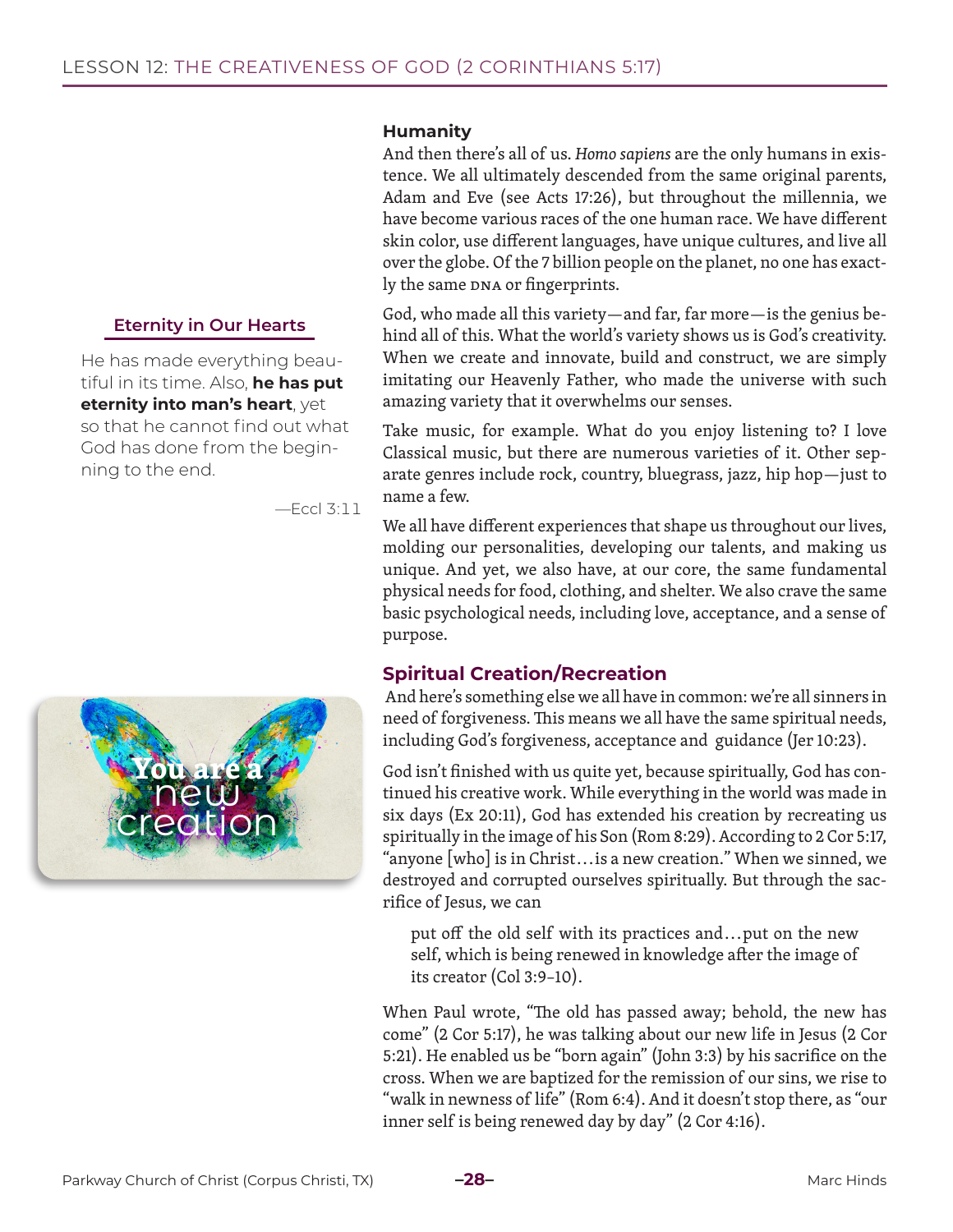### Humanity

And then there's all of us. *Homo sapiens* are the only humans in existence. We all ultimately descended from the same original parents, Adam and Eve (see Acts 17:26), but throughout the millennia, we have become various races of the one human race. We have different skin color, use different languages, have unique cultures, and live all over the globe. Of the 7 billion people on the planet, no one has exactly the same DNA or fingerprints.

God, who made all this variety—and far, far more—is the genius behind all of this. What the world's variety shows us is God's creativity. When we create and innovate, build and construct, we are simply imitating our Heavenly Father, who made the universe with such amazing variety that it overwhelms our senses.

Take music, for example. What do you enjoy listening to? I love Classical music, but there are numerous varieties of it. Other separate genres include rock, country, bluegrass, jazz, hip hop—just to name a few.

We all have different experiences that shape us throughout our lives, molding our personalities, developing our talents, and making us unique. And yet, we also have, at our core, the same fundamental physical needs for food, clothing, and shelter. We also crave the same basic psychological needs, including love, acceptance, and a sense of purpose.

> **Eternity in Our Hearts**
>
> He has made everything beautiful in its time. Also, **he has put eternity into man's heart**, yet so that he cannot find out what God has done from the beginning to the end.
>
> —Eccl 3:11

You are a new creation

## Spiritual Creation/Recreation

And here's something else we all have in common: we're all sinners in need of forgiveness. This means we all have the same spiritual needs, including God's forgiveness, acceptance and guidance (Jer 10:23).

God isn't finished with us quite yet, because spiritually, God has continued his creative work. While everything in the world was made in six days (Ex 20:11), God has extended his creation by recreating us spiritually in the image of his Son (Rom 8:29). According to 2 Cor 5:17, "anyone [who] is in Christ…is a new creation." When we sinned, we destroyed and corrupted ourselves spiritually. But through the sacrifice of Jesus, we can

> put off the old self with its practices and…put on the new self, which is being renewed in knowledge after the image of its creator (Col 3:9–10).

When Paul wrote, "The old has passed away; behold, the new has come" (2 Cor 5:17), he was talking about our new life in Jesus (2 Cor 5:21). He enabled us be "born again" (John 3:3) by his sacrifice on the cross. When we are baptized for the remission of our sins, we rise to "walk in newness of life" (Rom 6:4). And it doesn't stop there, as "our inner self is being renewed day by day" (2 Cor 4:16).